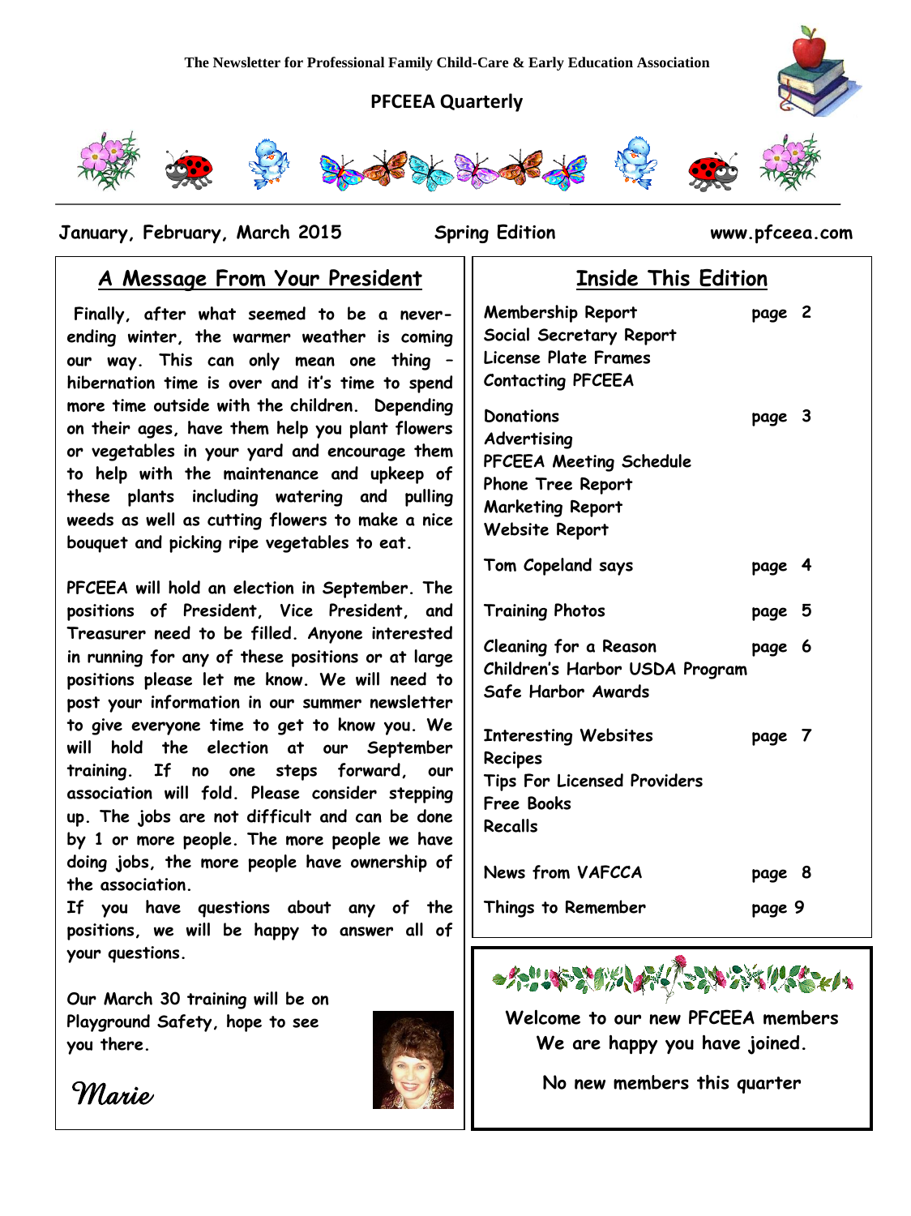The Newsletter for Professional Family Child-Care & Early Education Association

# PFCEEA Quarterly

**January, February, March 2015** | **Spring Edition** | **www.pfceea.com**

## A Message From Your President

Finally, after what seemed to be a never-ending winter, the warmer weather is coming our way. This can only mean one thing - hibernation time is over and it's time to spend more time outside with the children. Depending on their ages, have them help you plant flowers or vegetables in your yard and encourage them to help with the maintenance and upkeep of these plants including watering and pulling weeds as well as cutting flowers to make a nice bouquet and picking ripe vegetables to eat.

PFCEEA will hold an election in September. The positions of President, Vice President, and Treasurer need to be filled. Anyone interested in running for any of these positions or at large positions please let me know. We will need to post your information in our summer newsletter to give everyone time to get to know you. We will hold the election at our September training. If no one steps forward, our association will fold. Please consider stepping up. The jobs are not difficult and can be done by 1 or more people. The more people we have doing jobs, the more people have ownership of the association.

If you have questions about any of the positions, we will be happy to answer all of your questions.

Our March 30 training will be on Playground Safety, hope to see you there.

*Marie*

## Inside This Edition

| | |
|---|---|
| Membership Report<br>Social Secretary Report<br>License Plate Frames<br>Contacting PFCEEA | page 2 |
| Donations<br>Advertising<br>PFCEEA Meeting Schedule<br>Phone Tree Report<br>Marketing Report<br>Website Report | page 3 |
| Tom Copeland says | page 4 |
| Training Photos | page 5 |
| Cleaning for a Reason<br>Children's Harbor USDA Program<br>Safe Harbor Awards | page 6 |
| Interesting Websites<br>Recipes<br>Tips For Licensed Providers<br>Free Books<br>Recalls | page 7 |
| News from VAFCCA | page 8 |
| Things to Remember | page 9 |

**Welcome to our new PFCEEA members**
**We are happy you have joined.**

**No new members this quarter**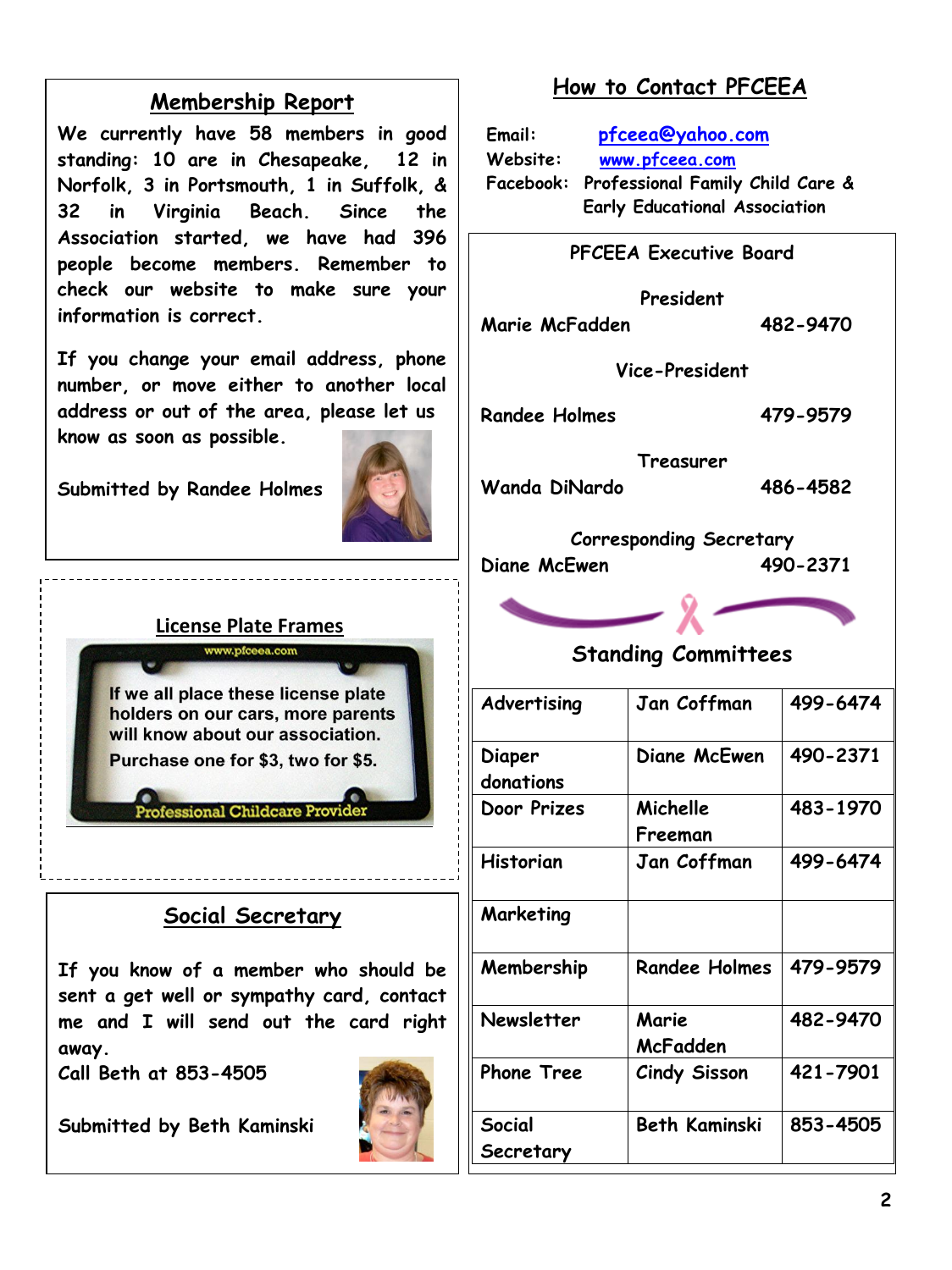## Membership Report

We currently have 58 members in good standing: 10 are in Chesapeake, 12 in Norfolk, 3 in Portsmouth, 1 in Suffolk, & 32 in Virginia Beach. Since the Association started, we have had 396 people become members. Remember to check our website to make sure your information is correct.

If you change your email address, phone number, or move either to another local address or out of the area, please let us know as soon as possible.

Submitted by Randee Holmes

## License Plate Frames

www.pfceea.com

If we all place these license plate holders on our cars, more parents will know about our association.

Purchase one for $3, two for $5.

Professional Childcare Provider

## Social Secretary

If you know of a member who should be sent a get well or sympathy card, contact me and I will send out the card right away.

Call Beth at 853-4505

Submitted by Beth Kaminski

## How to Contact PFCEEA

Email: pfceea@yahoo.com
Website: www.pfceea.com
Facebook: Professional Family Child Care & Early Educational Association

### PFCEEA Executive Board

**President**
Marie McFadden 482-9470

**Vice-President**
Randee Holmes 479-9579

**Treasurer**
Wanda DiNardo 486-4582

**Corresponding Secretary**
Diane McEwen 490-2371

### Standing Committees

| Committee | Name | Phone |
|---|---|---|
| Advertising | Jan Coffman | 499-6474 |
| Diaper donations | Diane McEwen | 490-2371 |
| Door Prizes | Michelle Freeman | 483-1970 |
| Historian | Jan Coffman | 499-6474 |
| Marketing | | |
| Membership | Randee Holmes | 479-9579 |
| Newsletter | Marie McFadden | 482-9470 |
| Phone Tree | Cindy Sisson | 421-7901 |
| Social Secretary | Beth Kaminski | 853-4505 |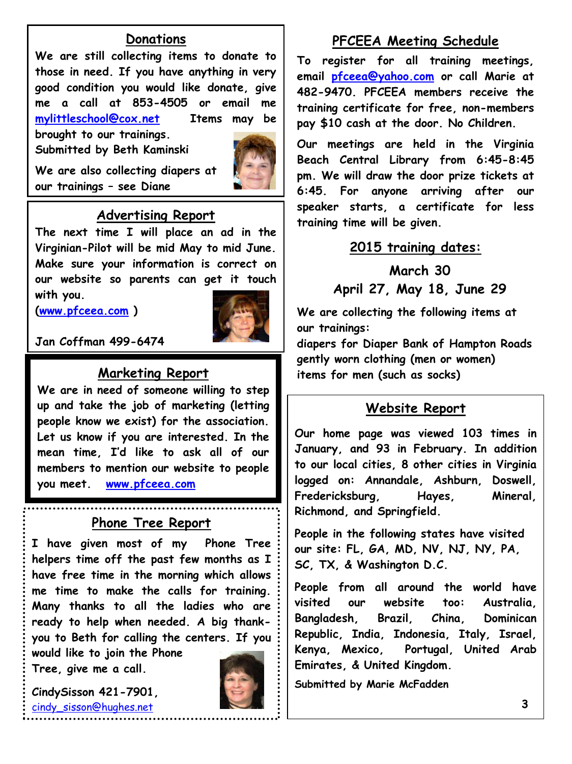## Donations

We are still collecting items to donate to those in need. If you have anything in very good condition you would like donate, give me a call at 853-4505 or email me mylittleschool@cox.net Items may be brought to our trainings.

Submitted by Beth Kaminski

We are also collecting diapers at our trainings – see Diane

## Advertising Report

The next time I will place an ad in the Virginian-Pilot will be mid May to mid June. Make sure your information is correct on our website so parents can get it touch with you.

(www.pfceea.com )

Jan Coffman 499-6474

## Marketing Report

We are in need of someone willing to step up and take the job of marketing (letting people know we exist) for the association. Let us know if you are interested. In the mean time, I'd like to ask all of our members to mention our website to people you meet. www.pfceea.com

## Phone Tree Report

I have given most of my Phone Tree helpers time off the past few months as I have free time in the morning which allows me time to make the calls for training. Many thanks to all the ladies who are ready to help when needed. A big thank-you to Beth for calling the centers. If you would like to join the Phone Tree, give me a call.

CindySisson 421-7901, cindy_sisson@hughes.net

## PFCEEA Meeting Schedule

To register for all training meetings, email pfceea@yahoo.com or call Marie at 482-9470. PFCEEA members receive the training certificate for free, non-members pay $10 cash at the door. No Children.

Our meetings are held in the Virginia Beach Central Library from 6:45-8:45 pm. We will draw the door prize tickets at 6:45. For anyone arriving after our speaker starts, a certificate for less training time will be given.

## 2015 training dates:

**March 30**

**April 27, May 18, June 29**

We are collecting the following items at our trainings:

diapers for Diaper Bank of Hampton Roads
gently worn clothing (men or women)
items for men (such as socks)

## Website Report

Our home page was viewed 103 times in January, and 93 in February. In addition to our local cities, 8 other cities in Virginia logged on: Annandale, Ashburn, Doswell, Fredericksburg, Hayes, Mineral, Richmond, and Springfield.

People in the following states have visited our site: FL, GA, MD, NV, NJ, NY, PA, SC, TX, & Washington D.C.

People from all around the world have visited our website too: Australia, Bangladesh, Brazil, China, Dominican Republic, India, Indonesia, Italy, Israel, Kenya, Mexico, Portugal, United Arab Emirates, & United Kingdom.

Submitted by Marie McFadden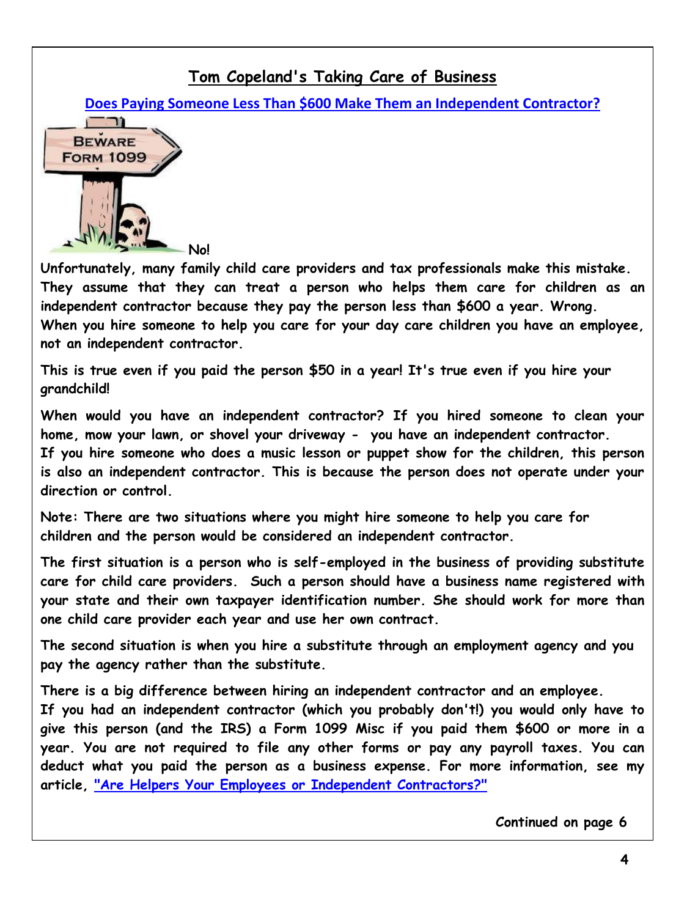## Tom Copeland's Taking Care of Business

### Does Paying Someone Less Than $600 Make Them an Independent Contractor?

**No!**

**Unfortunately, many family child care providers and tax professionals make this mistake. They assume that they can treat a person who helps them care for children as an independent contractor because they pay the person less than $600 a year. Wrong. When you hire someone to help you care for your day care children you have an employee, not an independent contractor.**

**This is true even if you paid the person $50 in a year! It's true even if you hire your grandchild!**

**When would you have an independent contractor? If you hired someone to clean your home, mow your lawn, or shovel your driveway - you have an independent contractor. If you hire someone who does a music lesson or puppet show for the children, this person is also an independent contractor. This is because the person does not operate under your direction or control.**

**Note: There are two situations where you might hire someone to help you care for children and the person would be considered an independent contractor.**

**The first situation is a person who is self-employed in the business of providing substitute care for child care providers. Such a person should have a business name registered with your state and their own taxpayer identification number. She should work for more than one child care provider each year and use her own contract.**

**The second situation is when you hire a substitute through an employment agency and you pay the agency rather than the substitute.**

**There is a big difference between hiring an independent contractor and an employee. If you had an independent contractor (which you probably don't!) you would only have to give this person (and the IRS) a Form 1099 Misc if you paid them $600 or more in a year. You are not required to file any other forms or pay any payroll taxes. You can deduct what you paid the person as a business expense. For more information, see my article, "Are Helpers Your Employees or Independent Contractors?"**

**Continued on page 6**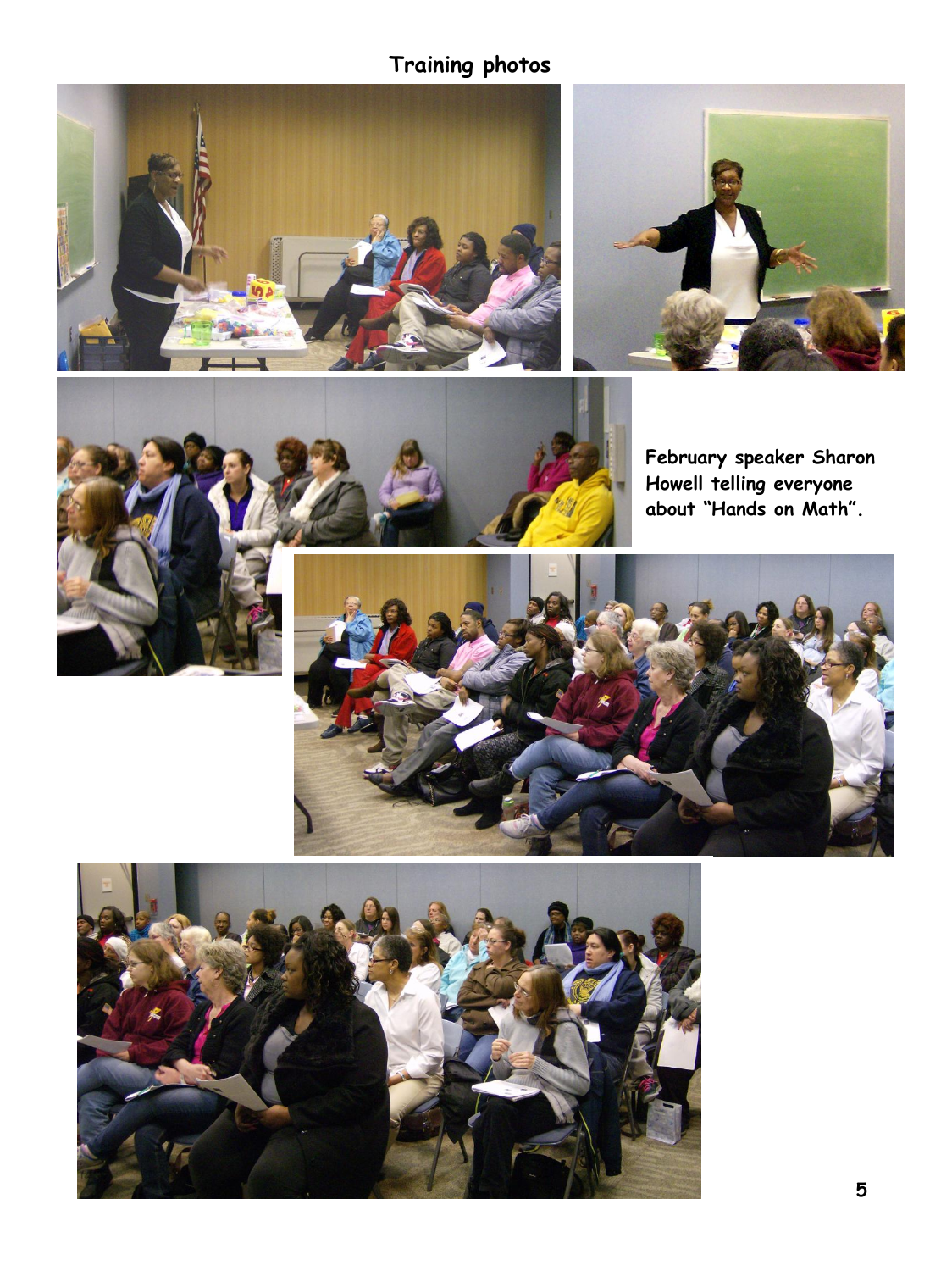## Training photos

**February speaker Sharon Howell telling everyone about "Hands on Math".**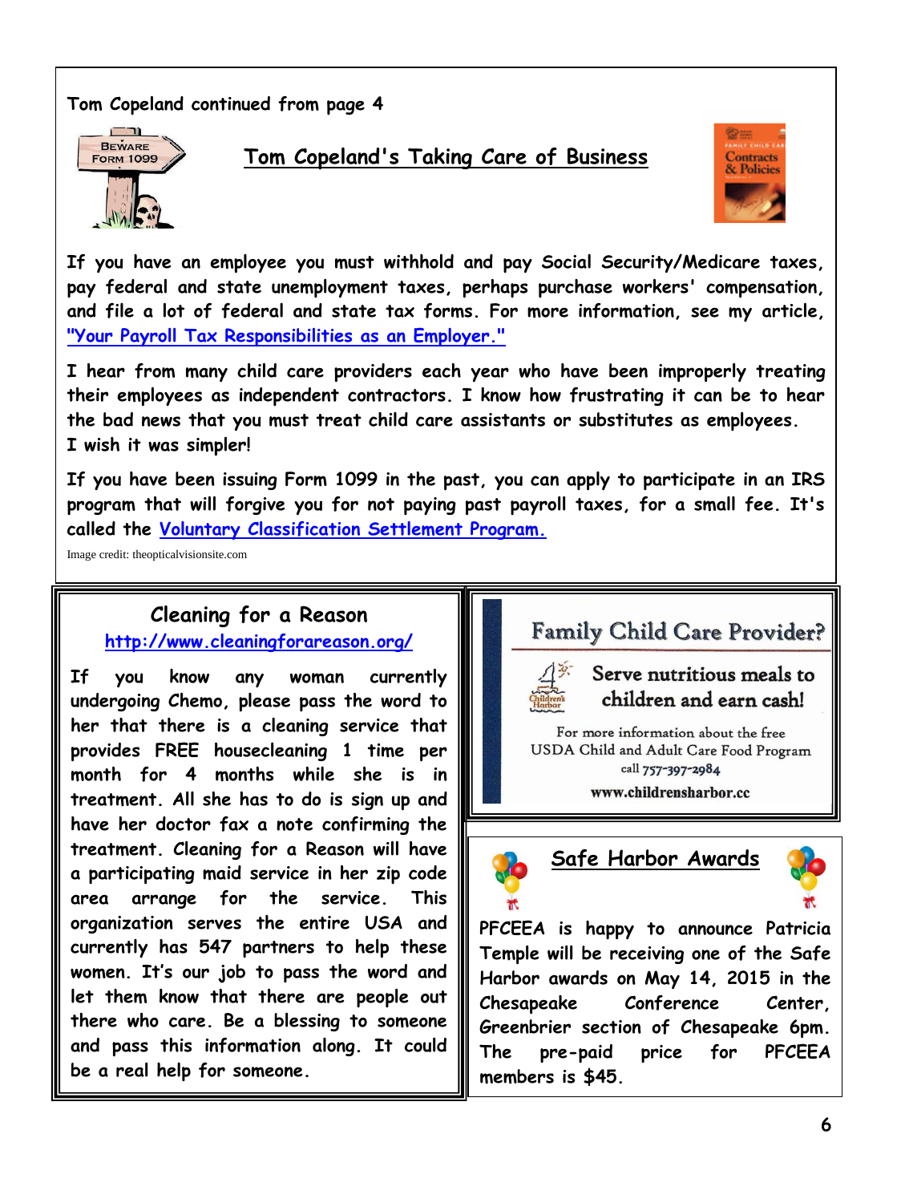Tom Copeland continued from page 4

## Tom Copeland's Taking Care of Business

If you have an employee you must withhold and pay Social Security/Medicare taxes, pay federal and state unemployment taxes, perhaps purchase workers' compensation, and file a lot of federal and state tax forms. For more information, see my article, "Your Payroll Tax Responsibilities as an Employer."

I hear from many child care providers each year who have been improperly treating their employees as independent contractors. I know how frustrating it can be to hear the bad news that you must treat child care assistants or substitutes as employees. I wish it was simpler!

If you have been issuing Form 1099 in the past, you can apply to participate in an IRS program that will forgive you for not paying past payroll taxes, for a small fee. It's called the Voluntary Classification Settlement Program.

Image credit: theopticalvisionsite.com

## Cleaning for a Reason

http://www.cleaningforareason.org/

If you know any woman currently undergoing Chemo, please pass the word to her that there is a cleaning service that provides FREE housecleaning 1 time per month for 4 months while she is in treatment. All she has to do is sign up and have her doctor fax a note confirming the treatment. Cleaning for a Reason will have a participating maid service in her zip code area arrange for the service. This organization serves the entire USA and currently has 547 partners to help these women. It's our job to pass the word and let them know that there are people out there who care. Be a blessing to someone and pass this information along. It could be a real help for someone.

## Family Child Care Provider?

**Serve nutritious meals to children and earn cash!**

For more information about the free USDA Child and Adult Care Food Program call 757-397-2984

www.childrensharbor.cc

## Safe Harbor Awards

PFCEEA is happy to announce Patricia Temple will be receiving one of the Safe Harbor awards on May 14, 2015 in the Chesapeake Conference Center, Greenbrier section of Chesapeake 6pm. The pre-paid price for PFCEEA members is $45.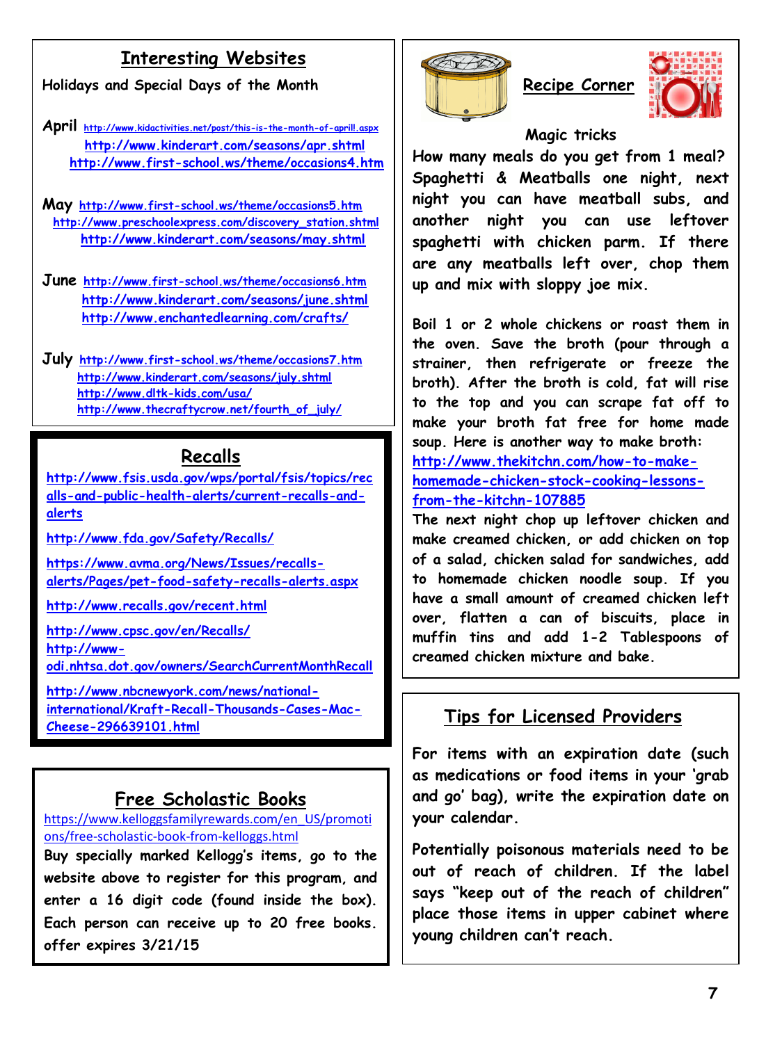## Interesting Websites

Holidays and Special Days of the Month

**April** http://www.kidactivities.net/post/this-is-the-month-of-april!.aspx
http://www.kinderart.com/seasons/apr.shtml
http://www.first-school.ws/theme/occasions4.htm

**May** http://www.first-school.ws/theme/occasions5.htm
http://www.preschoolexpress.com/discovery_station.shtml
http://www.kinderart.com/seasons/may.shtml

**June** http://www.first-school.ws/theme/occasions6.htm
http://www.kinderart.com/seasons/june.shtml
http://www.enchantedlearning.com/crafts/

**July** http://www.first-school.ws/theme/occasions7.htm
http://www.kinderart.com/seasons/july.shtml
http://www.dltk-kids.com/usa/
http://www.thecraftycrow.net/fourth_of_july/

## Recalls

http://www.fsis.usda.gov/wps/portal/fsis/topics/recalls-and-public-health-alerts/current-recalls-and-alerts

http://www.fda.gov/Safety/Recalls/

https://www.avma.org/News/Issues/recalls-alerts/Pages/pet-food-safety-recalls-alerts.aspx

http://www.recalls.gov/recent.html

http://www.cpsc.gov/en/Recalls/

http://www-odi.nhtsa.dot.gov/owners/SearchCurrentMonthRecall

http://www.nbcnewyork.com/news/national-international/Kraft-Recall-Thousands-Cases-Mac-Cheese-296639101.html

## Free Scholastic Books

https://www.kelloggsfamilyrewards.com/en_US/promotions/free-scholastic-book-from-kelloggs.html

Buy specially marked Kellogg's items, go to the website above to register for this program, and enter a 16 digit code (found inside the box). Each person can receive up to 20 free books. offer expires 3/21/15

## Recipe Corner

### Magic tricks

How many meals do you get from 1 meal? Spaghetti & Meatballs one night, next night you can have meatball subs, and another night you can use leftover spaghetti with chicken parm. If there are any meatballs left over, chop them up and mix with sloppy joe mix.

Boil 1 or 2 whole chickens or roast them in the oven. Save the broth (pour through a strainer, then refrigerate or freeze the broth). After the broth is cold, fat will rise to the top and you can scrape fat off to make your broth fat free for home made soup. Here is another way to make broth: http://www.thekitchn.com/how-to-make-homemade-chicken-stock-cooking-lessons-from-the-kitchn-107885

The next night chop up leftover chicken and make creamed chicken, or add chicken on top of a salad, chicken salad for sandwiches, add to homemade chicken noodle soup. If you have a small amount of creamed chicken left over, flatten a can of biscuits, place in muffin tins and add 1-2 Tablespoons of creamed chicken mixture and bake.

## Tips for Licensed Providers

For items with an expiration date (such as medications or food items in your 'grab and go' bag), write the expiration date on your calendar.

Potentially poisonous materials need to be out of reach of children. If the label says "keep out of the reach of children" place those items in upper cabinet where young children can't reach.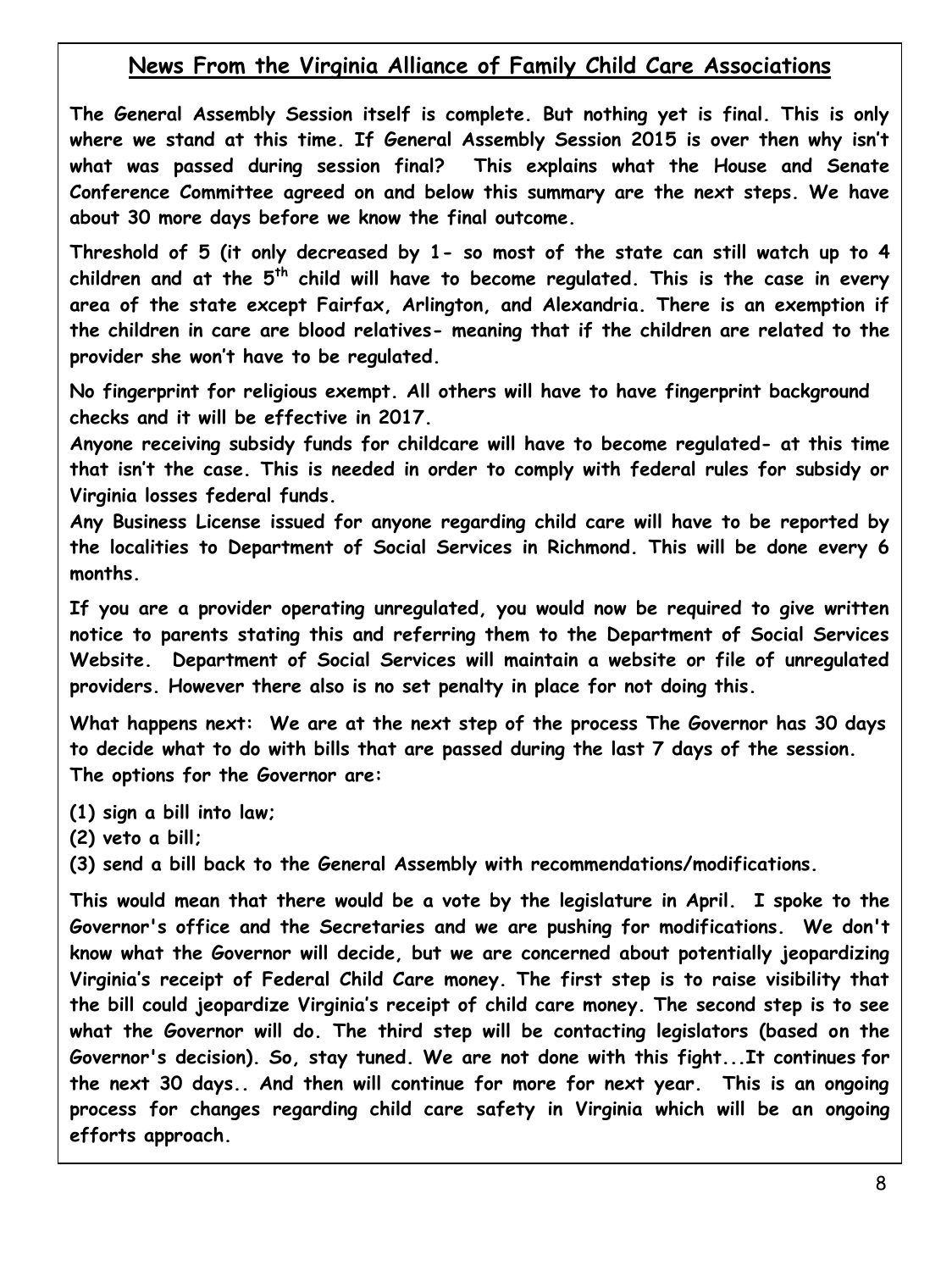## News From the Virginia Alliance of Family Child Care Associations

**The General Assembly Session itself is complete. But nothing yet is final. This is only where we stand at this time. If General Assembly Session 2015 is over then why isn't what was passed during session final? This explains what the House and Senate Conference Committee agreed on and below this summary are the next steps. We have about 30 more days before we know the final outcome.**

**Threshold of 5 (it only decreased by 1- so most of the state can still watch up to 4 children and at the 5th child will have to become regulated. This is the case in every area of the state except Fairfax, Arlington, and Alexandria. There is an exemption if the children in care are blood relatives- meaning that if the children are related to the provider she won't have to be regulated.**

**No fingerprint for religious exempt. All others will have to have fingerprint background checks and it will be effective in 2017.**

**Anyone receiving subsidy funds for childcare will have to become regulated- at this time that isn't the case. This is needed in order to comply with federal rules for subsidy or Virginia losses federal funds.**

**Any Business License issued for anyone regarding child care will have to be reported by the localities to Department of Social Services in Richmond. This will be done every 6 months.**

**If you are a provider operating unregulated, you would now be required to give written notice to parents stating this and referring them to the Department of Social Services Website. Department of Social Services will maintain a website or file of unregulated providers. However there also is no set penalty in place for not doing this.**

**What happens next: We are at the next step of the process The Governor has 30 days to decide what to do with bills that are passed during the last 7 days of the session. The options for the Governor are:**

**(1) sign a bill into law;**
**(2) veto a bill;**
**(3) send a bill back to the General Assembly with recommendations/modifications.**

**This would mean that there would be a vote by the legislature in April. I spoke to the Governor's office and the Secretaries and we are pushing for modifications. We don't know what the Governor will decide, but we are concerned about potentially jeopardizing Virginia's receipt of Federal Child Care money. The first step is to raise visibility that the bill could jeopardize Virginia's receipt of child care money. The second step is to see what the Governor will do. The third step will be contacting legislators (based on the Governor's decision). So, stay tuned. We are not done with this fight...It continues for the next 30 days.. And then will continue for more for next year. This is an ongoing process for changes regarding child care safety in Virginia which will be an ongoing efforts approach.**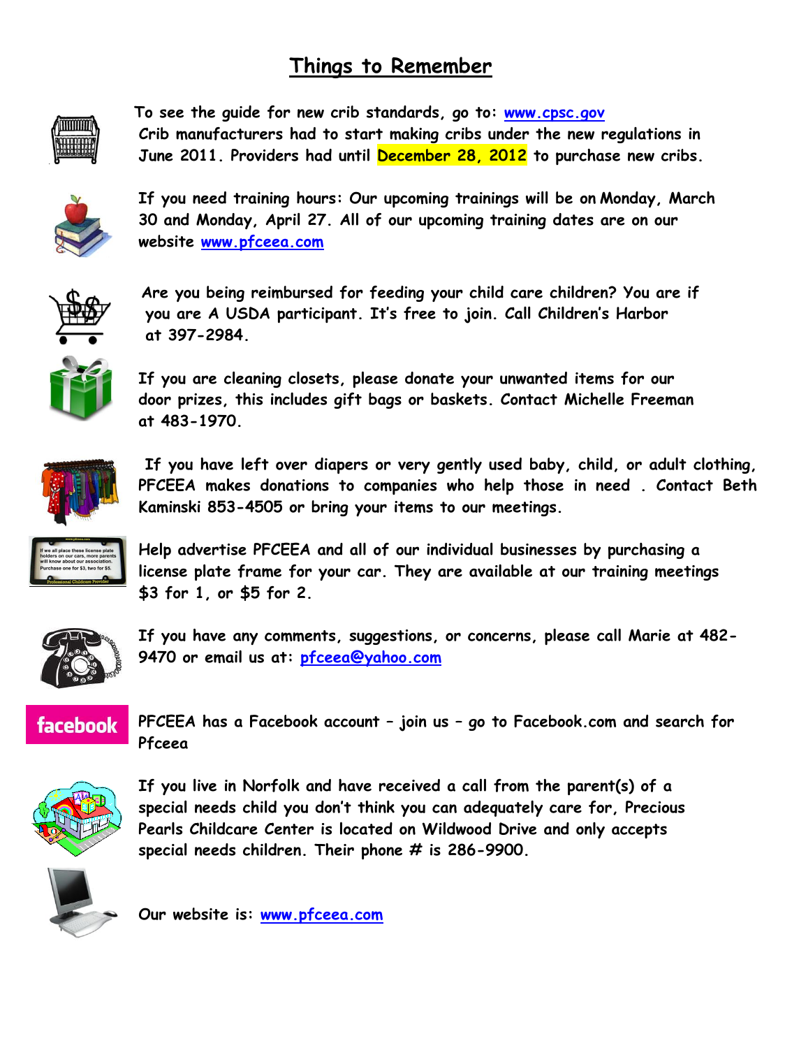# Things to Remember

To see the guide for new crib standards, go to: www.cpsc.gov
Crib manufacturers had to start making cribs under the new regulations in June 2011. Providers had until December 28, 2012 to purchase new cribs.

If you need training hours: Our upcoming trainings will be on Monday, March 30 and Monday, April 27. All of our upcoming training dates are on our website www.pfceea.com

Are you being reimbursed for feeding your child care children? You are if you are A USDA participant. It's free to join. Call Children's Harbor at 397-2984.

If you are cleaning closets, please donate your unwanted items for our door prizes, this includes gift bags or baskets. Contact Michelle Freeman at 483-1970.

If you have left over diapers or very gently used baby, child, or adult clothing, PFCEEA makes donations to companies who help those in need . Contact Beth Kaminski 853-4505 or bring your items to our meetings.

Help advertise PFCEEA and all of our individual businesses by purchasing a license plate frame for your car. They are available at our training meetings $3 for 1, or $5 for 2.

If you have any comments, suggestions, or concerns, please call Marie at 482-9470 or email us at: pfceea@yahoo.com

facebook

PFCEEA has a Facebook account – join us – go to Facebook.com and search for Pfceea

If you live in Norfolk and have received a call from the parent(s) of a special needs child you don't think you can adequately care for, Precious Pearls Childcare Center is located on Wildwood Drive and only accepts special needs children. Their phone # is 286-9900.

Our website is: www.pfceea.com